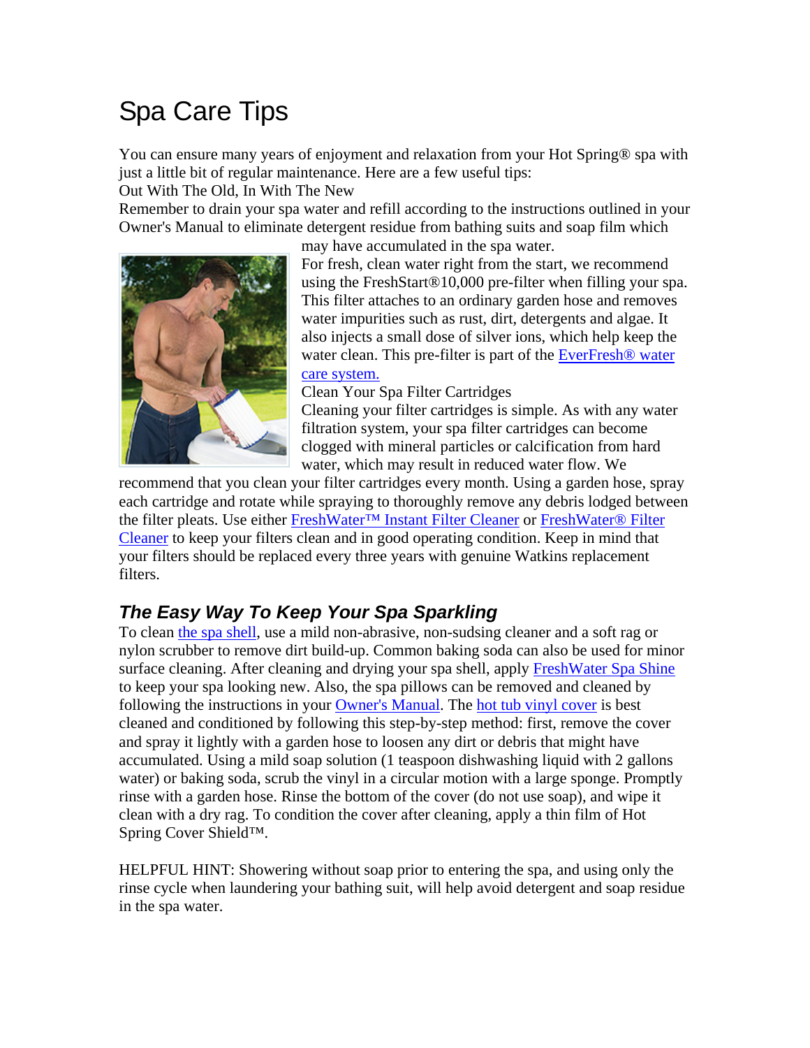# Spa Care Tips

You can ensure many years of enjoyment and relaxation from your Hot Spring® spa with just a little bit of regular maintenance. Here are a few useful tips:

Out With The Old, In With The New

Remember to drain your spa water and refill according to the instructions outlined in your Owner's Manual to eliminate detergent residue from bathing suits and soap film which may have accumulated in the spa water.

For fresh, clean water right from the start, we recommend using the FreshStart®10,000 pre-filter when filling your spa. This filter attaches to an ordinary garden hose and removes water impurities such as rust, dirt, detergents and algae. It also injects a small dose of silver ions, which help keep the water clean. This pre-filter is part of the EverFresh® water care system.

Clean Your Spa Filter Cartridges

Cleaning your filter cartridges is simple. As with any water filtration system, your spa filter cartridges can become clogged with mineral particles or calcification from hard water, which may result in reduced water flow. We recommend that you clean your filter cartridges every month. Using a garden hose, spray each cartridge and rotate while spraying to thoroughly remove any debris lodged between the filter pleats. Use either FreshWater™ Instant Filter Cleaner or FreshWater® Filter Cleaner to keep your filters clean and in good operating condition. Keep in mind that your filters should be replaced every three years with genuine Watkins replacement filters.

## *The Easy Way To Keep Your Spa Sparkling*

To clean the spa shell, use a mild non-abrasive, non-sudsing cleaner and a soft rag or nylon scrubber to remove dirt build-up. Common baking soda can also be used for minor surface cleaning. After cleaning and drying your spa shell, apply FreshWater Spa Shine to keep your spa looking new. Also, the spa pillows can be removed and cleaned by following the instructions in your Owner's Manual. The hot tub vinyl cover is best cleaned and conditioned by following this step-by-step method: first, remove the cover and spray it lightly with a garden hose to loosen any dirt or debris that might have accumulated. Using a mild soap solution (1 teaspoon dishwashing liquid with 2 gallons water) or baking soda, scrub the vinyl in a circular motion with a large sponge. Promptly rinse with a garden hose. Rinse the bottom of the cover (do not use soap), and wipe it clean with a dry rag. To condition the cover after cleaning, apply a thin film of Hot Spring Cover Shield™.

HELPFUL HINT: Showering without soap prior to entering the spa, and using only the rinse cycle when laundering your bathing suit, will help avoid detergent and soap residue in the spa water.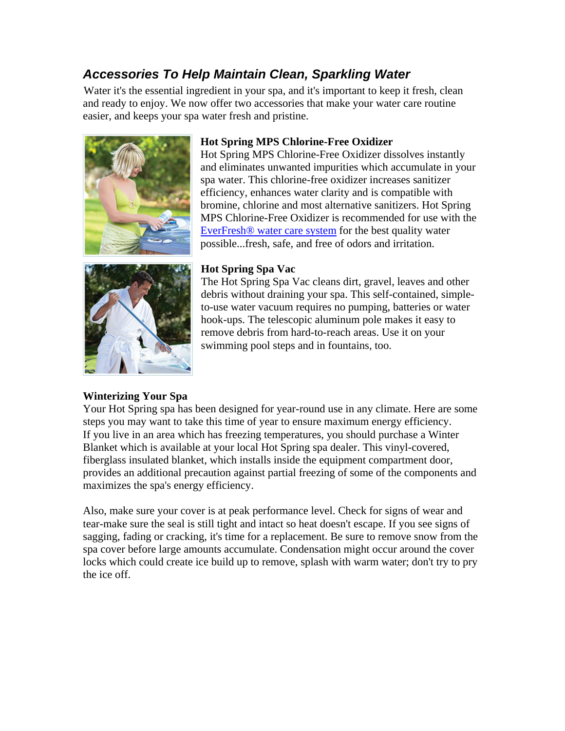## *Accessories To Help Maintain Clean, Sparkling Water*

Water it's the essential ingredient in your spa, and it's important to keep it fresh, clean and ready to enjoy. We now offer two accessories that make your water care routine easier, and keeps your spa water fresh and pristine.

**Hot Spring MPS Chlorine-Free Oxidizer**

Hot Spring MPS Chlorine-Free Oxidizer dissolves instantly and eliminates unwanted impurities which accumulate in your spa water. This chlorine-free oxidizer increases sanitizer efficiency, enhances water clarity and is compatible with bromine, chlorine and most alternative sanitizers. Hot Spring MPS Chlorine-Free Oxidizer is recommended for use with the EverFresh® water care system for the best quality water possible...fresh, safe, and free of odors and irritation.

**Hot Spring Spa Vac**

The Hot Spring Spa Vac cleans dirt, gravel, leaves and other debris without draining your spa. This self-contained, simple-to-use water vacuum requires no pumping, batteries or water hook-ups. The telescopic aluminum pole makes it easy to remove debris from hard-to-reach areas. Use it on your swimming pool steps and in fountains, too.

**Winterizing Your Spa**

Your Hot Spring spa has been designed for year-round use in any climate. Here are some steps you may want to take this time of year to ensure maximum energy efficiency. If you live in an area which has freezing temperatures, you should purchase a Winter Blanket which is available at your local Hot Spring spa dealer. This vinyl-covered, fiberglass insulated blanket, which installs inside the equipment compartment door, provides an additional precaution against partial freezing of some of the components and maximizes the spa's energy efficiency.

Also, make sure your cover is at peak performance level. Check for signs of wear and tear-make sure the seal is still tight and intact so heat doesn't escape. If you see signs of sagging, fading or cracking, it's time for a replacement. Be sure to remove snow from the spa cover before large amounts accumulate. Condensation might occur around the cover locks which could create ice build up to remove, splash with warm water; don't try to pry the ice off.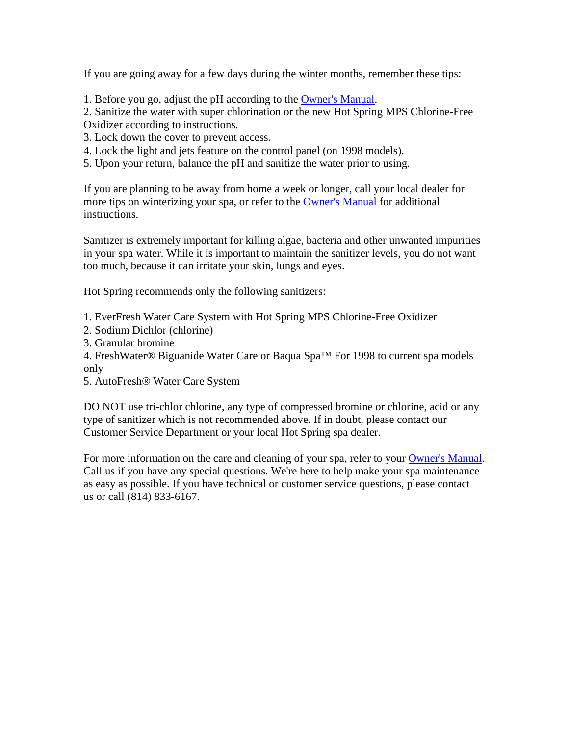If you are going away for a few days during the winter months, remember these tips:

1. Before you go, adjust the pH according to the Owner's Manual.
2. Sanitize the water with super chlorination or the new Hot Spring MPS Chlorine-Free Oxidizer according to instructions.
3. Lock down the cover to prevent access.
4. Lock the light and jets feature on the control panel (on 1998 models).
5. Upon your return, balance the pH and sanitize the water prior to using.

If you are planning to be away from home a week or longer, call your local dealer for more tips on winterizing your spa, or refer to the Owner's Manual for additional instructions.

Sanitizer is extremely important for killing algae, bacteria and other unwanted impurities in your spa water. While it is important to maintain the sanitizer levels, you do not want too much, because it can irritate your skin, lungs and eyes.

Hot Spring recommends only the following sanitizers:

1. EverFresh Water Care System with Hot Spring MPS Chlorine-Free Oxidizer
2. Sodium Dichlor (chlorine)
3. Granular bromine
4. FreshWater® Biguanide Water Care or Baqua Spa™ For 1998 to current spa models only
5. AutoFresh® Water Care System

DO NOT use tri-chlor chlorine, any type of compressed bromine or chlorine, acid or any type of sanitizer which is not recommended above. If in doubt, please contact our Customer Service Department or your local Hot Spring spa dealer.

For more information on the care and cleaning of your spa, refer to your Owner's Manual. Call us if you have any special questions. We're here to help make your spa maintenance as easy as possible. If you have technical or customer service questions, please contact us or call (814) 833-6167.